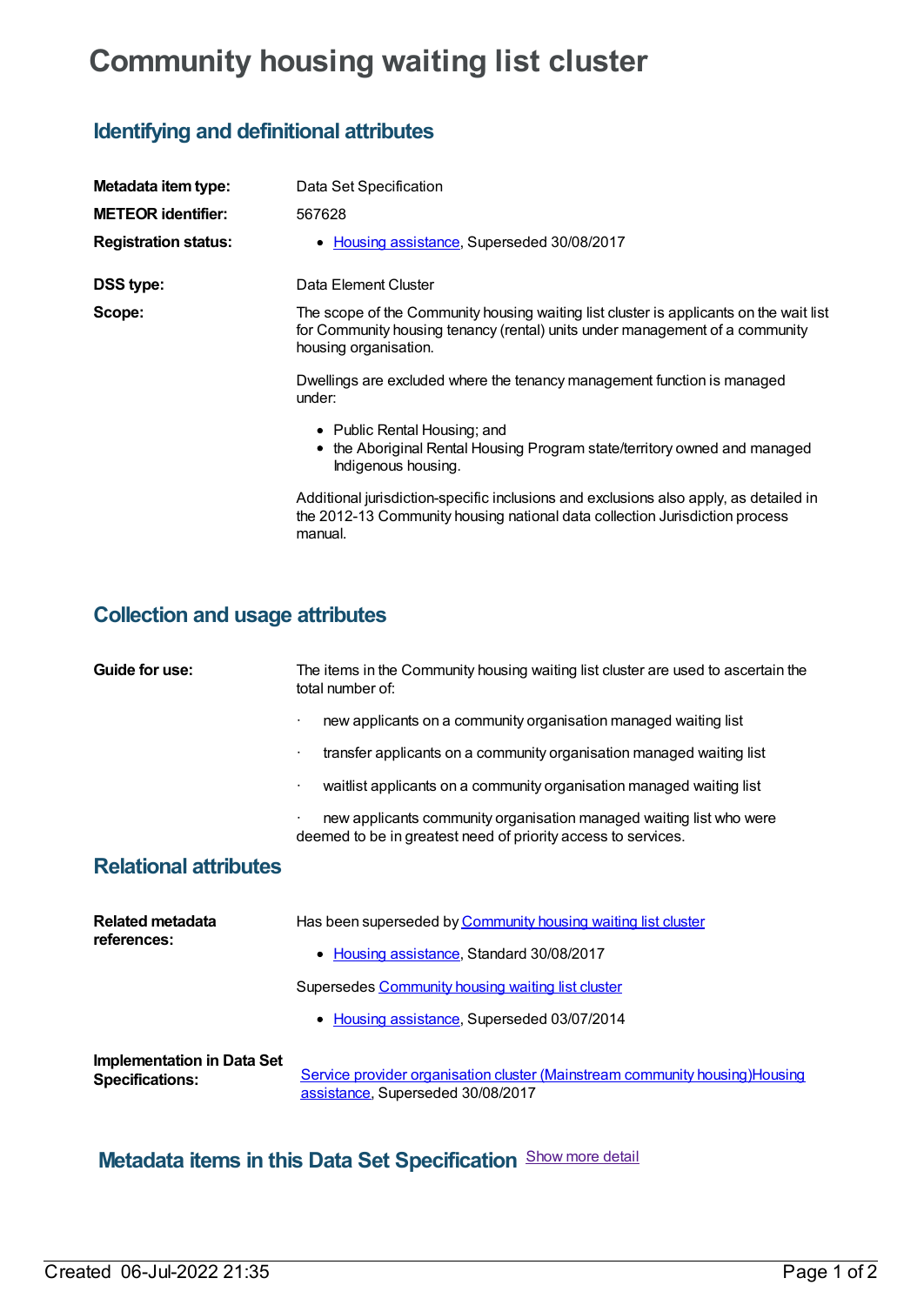# Community housing waiting list cluster

## Identifying and definitional attributes

**Metadata item type:** Data Set Specification

**METEOR identifier:** 567628

**Registration status:**
- Housing assistance, Superseded 30/08/2017

**DSS type:** Data Element Cluster

**Scope:** The scope of the Community housing waiting list cluster is applicants on the wait list for Community housing tenancy (rental) units under management of a community housing organisation.

Dwellings are excluded where the tenancy management function is managed under:

- Public Rental Housing; and
- the Aboriginal Rental Housing Program state/territory owned and managed Indigenous housing.

Additional jurisdiction-specific inclusions and exclusions also apply, as detailed in the 2012-13 Community housing national data collection Jurisdiction process manual.

## Collection and usage attributes

**Guide for use:** The items in the Community housing waiting list cluster are used to ascertain the total number of:

· new applicants on a community organisation managed waiting list

· transfer applicants on a community organisation managed waiting list

· waitlist applicants on a community organisation managed waiting list

· new applicants community organisation managed waiting list who were deemed to be in greatest need of priority access to services.

## Relational attributes

**Related metadata references:**

Has been superseded by Community housing waiting list cluster
- Housing assistance, Standard 30/08/2017

Supersedes Community housing waiting list cluster
- Housing assistance, Superseded 03/07/2014

**Implementation in Data Set Specifications:**

Service provider organisation cluster (Mainstream community housing)Housing assistance, Superseded 30/08/2017

## Metadata items in this Data Set Specification Show more detail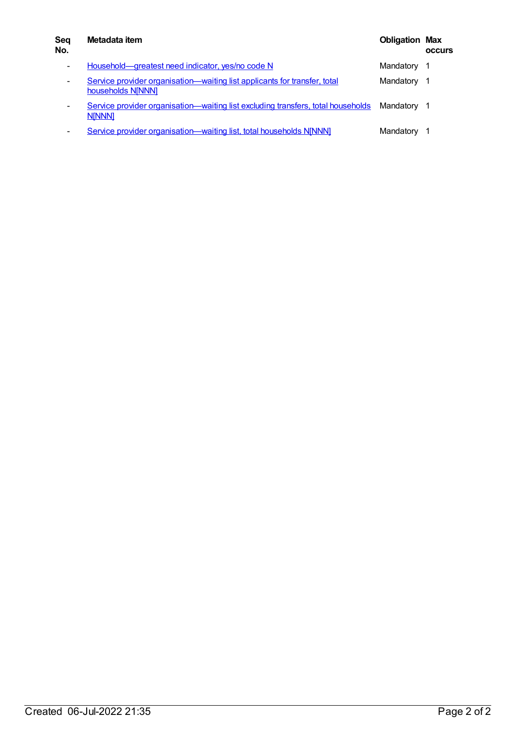| Seq No. | Metadata item | Obligation | Max occurs |
|---|---|---|---|
| - | Household—greatest need indicator, yes/no code N | Mandatory | 1 |
| - | Service provider organisation—waiting list applicants for transfer, total households N[NNN] | Mandatory | 1 |
| - | Service provider organisation—waiting list excluding transfers, total households N[NNN] | Mandatory | 1 |
| - | Service provider organisation—waiting list, total households N[NNN] | Mandatory | 1 |